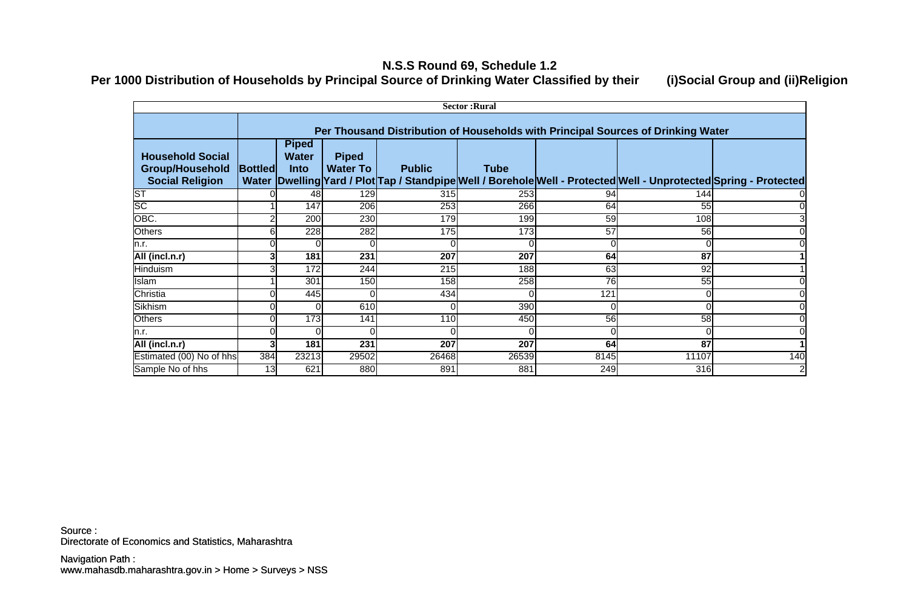# N.S.S Round 69, Schedule 1.2

## Per 1000 Distribution of Households by Principal Source of Drinking Water Classified by their (i)Social Group and (ii)Religion

| Sector :Rural | | | | | | | | |
|---|---|---|---|---|---|---|---|---|
| | Per Thousand Distribution of Households with Principal Sources of Drinking Water | | | | | | | |
| **Household Social Group/Household Social Religion** | **Bottled Water** | **Piped Water Into Dwelling** | **Piped Water To Yard / Plot** | **Public Tap / Standpipe** | **Tube Well / Borehole** | **Well - Protected** | **Well - Unprotected** | **Spring - Protected** |
| ST | 0 | 48 | 129 | 315 | 253 | 94 | 144 | 0 |
| SC | 1 | 147 | 206 | 253 | 266 | 64 | 55 | 0 |
| OBC. | 2 | 200 | 230 | 179 | 199 | 59 | 108 | 3 |
| Others | 6 | 228 | 282 | 175 | 173 | 57 | 56 | 0 |
| n.r. | 0 | 0 | 0 | 0 | 0 | 0 | 0 | 0 |
| **All (incl.n.r)** | **3** | **181** | **231** | **207** | **207** | **64** | **87** | **1** |
| Hinduism | 3 | 172 | 244 | 215 | 188 | 63 | 92 | 1 |
| Islam | 1 | 301 | 150 | 158 | 258 | 76 | 55 | 0 |
| Christia | 0 | 445 | 0 | 434 | 0 | 121 | 0 | 0 |
| Sikhism | 0 | 0 | 610 | 0 | 390 | 0 | 0 | 0 |
| Others | 0 | 173 | 141 | 110 | 450 | 56 | 58 | 0 |
| n.r. | 0 | 0 | 0 | 0 | 0 | 0 | 0 | 0 |
| **All (incl.n.r)** | **3** | **181** | **231** | **207** | **207** | **64** | **87** | **1** |
| Estimated (00) No of hhs | 384 | 23213 | 29502 | 26468 | 26539 | 8145 | 11107 | 140 |
| Sample No of hhs | 13 | 621 | 880 | 891 | 881 | 249 | 316 | 2 |

Source :
Directorate of Economics and Statistics, Maharashtra

Navigation Path :
www.mahasdb.maharashtra.gov.in > Home > Surveys > NSS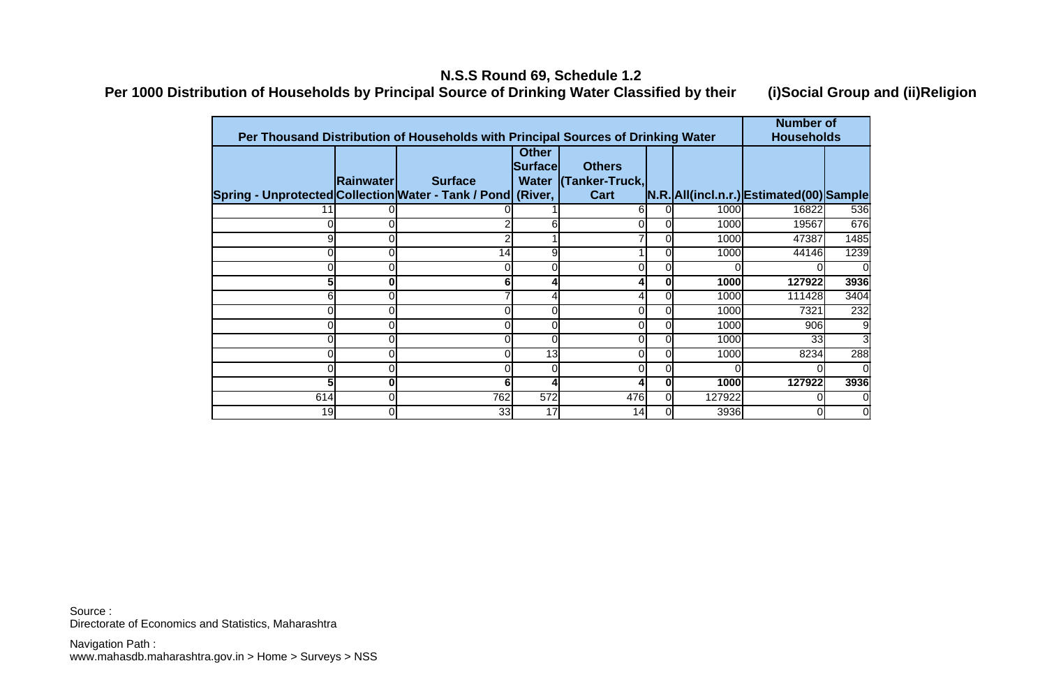## N.S.S Round 69, Schedule 1.2

## Per 1000 Distribution of Households by Principal Source of Drinking Water Classified by their (i)Social Group and (ii)Religion

| Per Thousand Distribution of Households with Principal Sources of Drinking Water | | | | | | | Number of Households | |
|---|---|---|---|---|---|---|---|---|
| Spring - Unprotected | Rainwater Collection | Surface Water - Tank / Pond | Other Surface Water (River, | Others (Tanker-Truck, Cart | N.R. | All(incl.n.r.) | Estimated(00) | Sample |
| 11 | 0 | 0 | 1 | 6 | 0 | 1000 | 16822 | 536 |
| 0 | 0 | 2 | 6 | 0 | 0 | 1000 | 19567 | 676 |
| 9 | 0 | 2 | 1 | 7 | 0 | 1000 | 47387 | 1485 |
| 0 | 0 | 14 | 9 | 1 | 0 | 1000 | 44146 | 1239 |
| 0 | 0 | 0 | 0 | 0 | 0 | 0 | 0 | 0 |
| **5** | **0** | **6** | **4** | **4** | **0** | **1000** | **127922** | **3936** |
| 6 | 0 | 7 | 4 | 4 | 0 | 1000 | 111428 | 3404 |
| 0 | 0 | 0 | 0 | 0 | 0 | 1000 | 7321 | 232 |
| 0 | 0 | 0 | 0 | 0 | 0 | 1000 | 906 | 9 |
| 0 | 0 | 0 | 0 | 0 | 0 | 1000 | 33 | 3 |
| 0 | 0 | 0 | 13 | 0 | 0 | 1000 | 8234 | 288 |
| 0 | 0 | 0 | 0 | 0 | 0 | 0 | 0 | 0 |
| **5** | **0** | **6** | **4** | **4** | **0** | **1000** | **127922** | **3936** |
| 614 | 0 | 762 | 572 | 476 | 0 | 127922 | 0 | 0 |
| 19 | 0 | 33 | 17 | 14 | 0 | 3936 | 0 | 0 |

Source :
Directorate of Economics and Statistics, Maharashtra

Navigation Path :
www.mahasdb.maharashtra.gov.in > Home > Surveys > NSS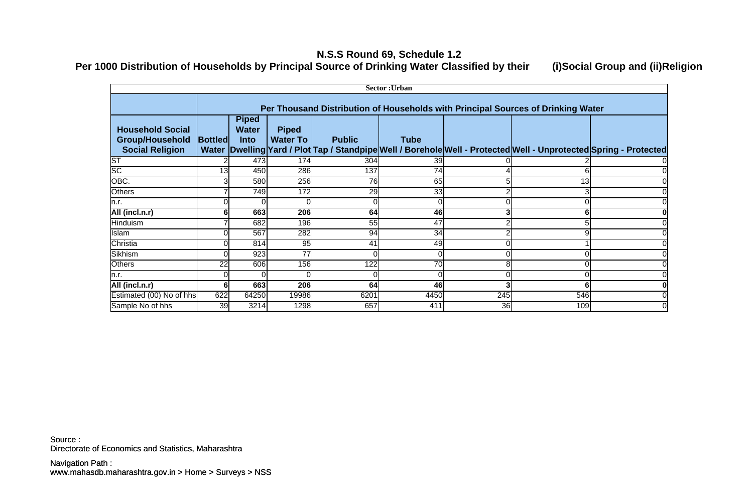## N.S.S Round 69, Schedule 1.2

## Per 1000 Distribution of Households by Principal Source of Drinking Water Classified by their (i)Social Group and (ii)Religion

| Sector :Urban | | | | | | | | |
|---|---|---|---|---|---|---|---|---|
| | Per Thousand Distribution of Households with Principal Sources of Drinking Water | | | | | | | |
| **Household Social Group/Household Social Religion** | **Bottled Water** | **Piped Water Into Dwelling** | **Piped Water To Yard / Plot** | **Public Tap / Standpipe** | **Tube Well / Borehole** | **Well - Protected** | **Well - Unprotected** | **Spring - Protected** |
| ST | 2 | 473 | 174 | 304 | 39 | 0 | 2 | 0 |
| SC | 13 | 450 | 286 | 137 | 74 | 4 | 6 | 0 |
| OBC. | 3 | 580 | 256 | 76 | 65 | 5 | 13 | 0 |
| Others | 7 | 749 | 172 | 29 | 33 | 2 | 3 | 0 |
| n.r. | 0 | 0 | 0 | 0 | 0 | 0 | 0 | 0 |
| **All (incl.n.r)** | **6** | **663** | **206** | **64** | **46** | **3** | **6** | **0** |
| Hinduism | 7 | 682 | 196 | 55 | 47 | 2 | 5 | 0 |
| Islam | 0 | 567 | 282 | 94 | 34 | 2 | 9 | 0 |
| Christia | 0 | 814 | 95 | 41 | 49 | 0 | 1 | 0 |
| Sikhism | 0 | 923 | 77 | 0 | 0 | 0 | 0 | 0 |
| Others | 22 | 606 | 156 | 122 | 70 | 8 | 0 | 0 |
| n.r. | 0 | 0 | 0 | 0 | 0 | 0 | 0 | 0 |
| **All (incl.n.r)** | **6** | **663** | **206** | **64** | **46** | **3** | **6** | **0** |
| Estimated (00) No of hhs | 622 | 64250 | 19986 | 6201 | 4450 | 245 | 546 | 0 |
| Sample No of hhs | 39 | 3214 | 1298 | 657 | 411 | 36 | 109 | 0 |

Source :
Directorate of Economics and Statistics, Maharashtra

Navigation Path :
www.mahasdb.maharashtra.gov.in > Home > Surveys > NSS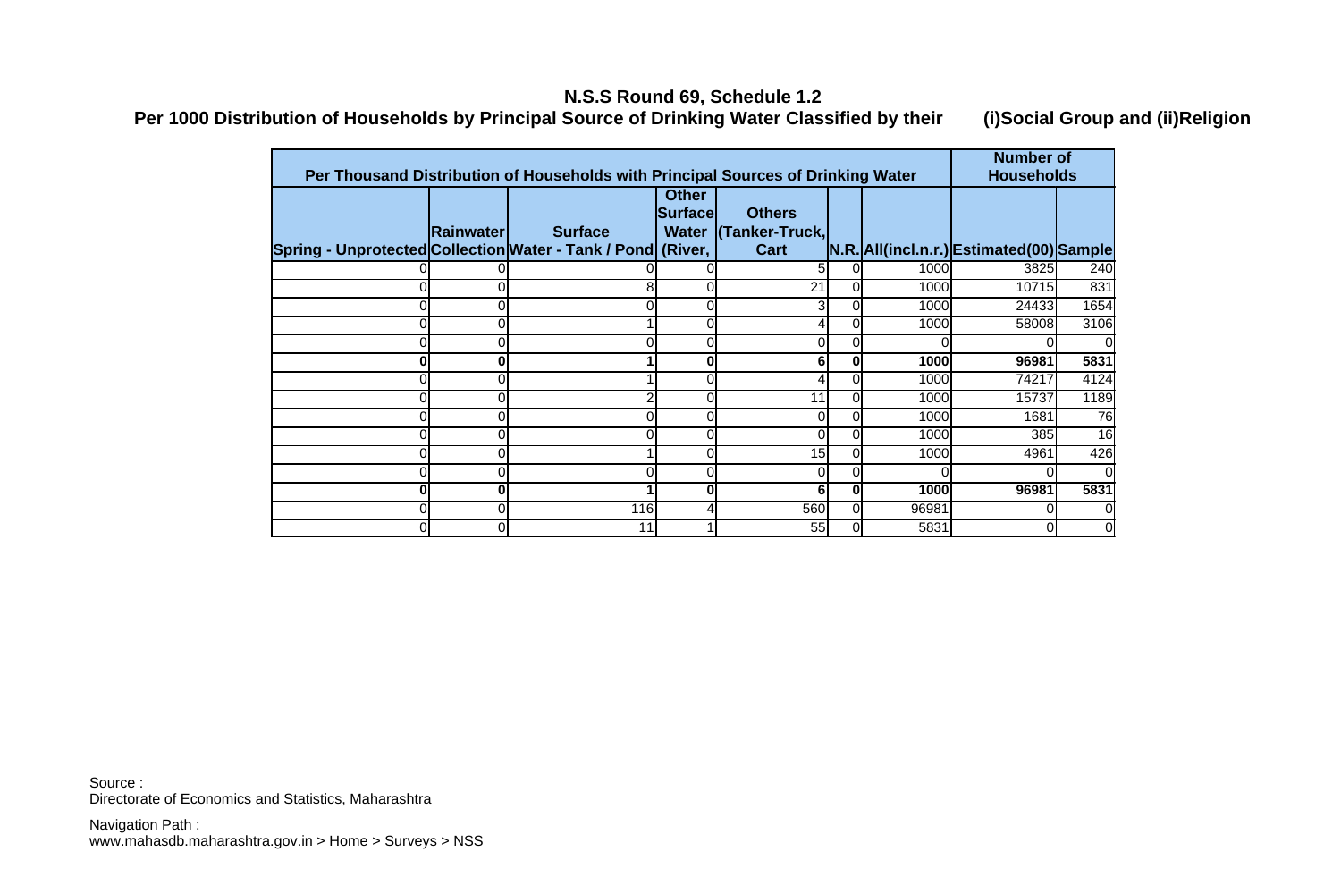# N.S.S Round 69, Schedule 1.2

## Per 1000 Distribution of Households by Principal Source of Drinking Water Classified by their (i)Social Group and (ii)Religion

| Per Thousand Distribution of Households with Principal Sources of Drinking Water | | | | | | | Number of Households | |
|---|---|---|---|---|---|---|---|---|
| Spring - Unprotected | Rainwater Collection | Surface Water - Tank / Pond | Other Surface Water (River, | Others (Tanker-Truck, Cart | N.R. | All(incl.n.r.) | Estimated(00) | Sample |
| 0 | 0 | 0 | 0 | 5 | 0 | 1000 | 3825 | 240 |
| 0 | 0 | 8 | 0 | 21 | 0 | 1000 | 10715 | 831 |
| 0 | 0 | 0 | 0 | 3 | 0 | 1000 | 24433 | 1654 |
| 0 | 0 | 1 | 0 | 4 | 0 | 1000 | 58008 | 3106 |
| 0 | 0 | 0 | 0 | 0 | 0 | 0 | 0 | 0 |
| **0** | **0** | **1** | **0** | **6** | **0** | **1000** | **96981** | **5831** |
| 0 | 0 | 1 | 0 | 4 | 0 | 1000 | 74217 | 4124 |
| 0 | 0 | 2 | 0 | 11 | 0 | 1000 | 15737 | 1189 |
| 0 | 0 | 0 | 0 | 0 | 0 | 1000 | 1681 | 76 |
| 0 | 0 | 0 | 0 | 0 | 0 | 1000 | 385 | 16 |
| 0 | 0 | 1 | 0 | 15 | 0 | 1000 | 4961 | 426 |
| 0 | 0 | 0 | 0 | 0 | 0 | 0 | 0 | 0 |
| **0** | **0** | **1** | **0** | **6** | **0** | **1000** | **96981** | **5831** |
| 0 | 0 | 116 | 4 | 560 | 0 | 96981 | 0 | 0 |
| 0 | 0 | 11 | 1 | 55 | 0 | 5831 | 0 | 0 |

Source :
Directorate of Economics and Statistics, Maharashtra

Navigation Path :
www.mahasdb.maharashtra.gov.in > Home > Surveys > NSS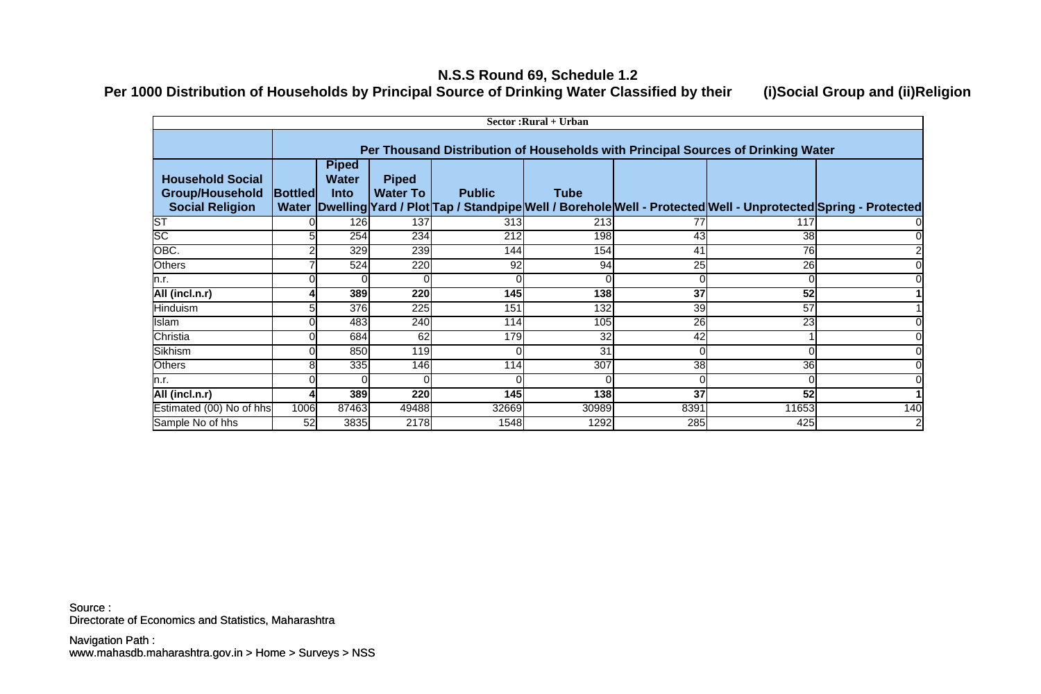# N.S.S Round 69, Schedule 1.2

## Per 1000 Distribution of Households by Principal Source of Drinking Water Classified by their (i)Social Group and (ii)Religion

| Sector :Rural + Urban | | | | | | | | |
|---|---|---|---|---|---|---|---|---|
| | Per Thousand Distribution of Households with Principal Sources of Drinking Water | | | | | | | |
| **Household Social Group/Household Social Religion** | **Bottled Water** | **Piped Water Into Dwelling** | **Piped Water To Yard / Plot** | **Public Tap / Standpipe** | **Tube Well / Borehole** | **Well - Protected** | **Well - Unprotected** | **Spring - Protected** |
| ST | 0 | 126 | 137 | 313 | 213 | 77 | 117 | 0 |
| SC | 5 | 254 | 234 | 212 | 198 | 43 | 38 | 0 |
| OBC. | 2 | 329 | 239 | 144 | 154 | 41 | 76 | 2 |
| Others | 7 | 524 | 220 | 92 | 94 | 25 | 26 | 0 |
| n.r. | 0 | 0 | 0 | 0 | 0 | 0 | 0 | 0 |
| **All (incl.n.r)** | **4** | **389** | **220** | **145** | **138** | **37** | **52** | **1** |
| Hinduism | 5 | 376 | 225 | 151 | 132 | 39 | 57 | 1 |
| Islam | 0 | 483 | 240 | 114 | 105 | 26 | 23 | 0 |
| Christia | 0 | 684 | 62 | 179 | 32 | 42 | 1 | 0 |
| Sikhism | 0 | 850 | 119 | 0 | 31 | 0 | 0 | 0 |
| Others | 8 | 335 | 146 | 114 | 307 | 38 | 36 | 0 |
| n.r. | 0 | 0 | 0 | 0 | 0 | 0 | 0 | 0 |
| **All (incl.n.r)** | **4** | **389** | **220** | **145** | **138** | **37** | **52** | **1** |
| Estimated (00) No of hhs | 1006 | 87463 | 49488 | 32669 | 30989 | 8391 | 11653 | 140 |
| Sample No of hhs | 52 | 3835 | 2178 | 1548 | 1292 | 285 | 425 | 2 |

Source :
Directorate of Economics and Statistics, Maharashtra

Navigation Path :
www.mahasdb.maharashtra.gov.in > Home > Surveys > NSS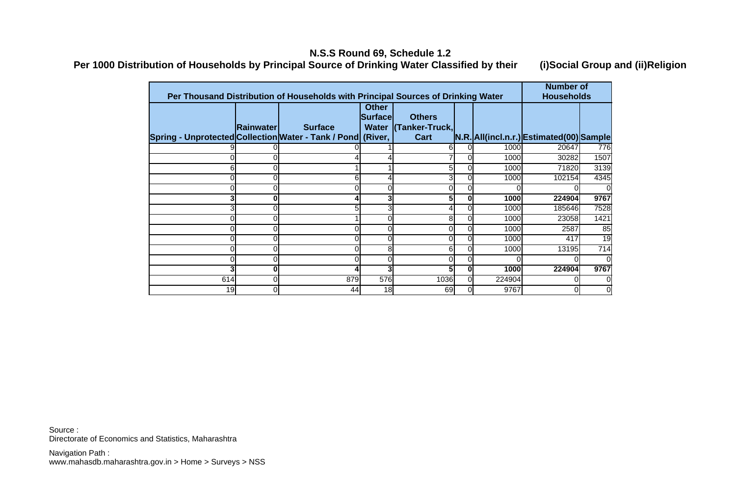## N.S.S Round 69, Schedule 1.2

## Per 1000 Distribution of Households by Principal Source of Drinking Water Classified by their (i)Social Group and (ii)Religion

| Per Thousand Distribution of Households with Principal Sources of Drinking Water | | | | | | | Number of Households | |
|---|---|---|---|---|---|---|---|---|
| Spring - Unprotected | Rainwater Collection | Surface Water - Tank / Pond | Other Surface Water (River, | Others (Tanker-Truck, Cart | N.R. | All(incl.n.r.) | Estimated(00) | Sample |
| 9 | 0 | 0 | 1 | 6 | 0 | 1000 | 20647 | 776 |
| 0 | 0 | 4 | 4 | 7 | 0 | 1000 | 30282 | 1507 |
| 6 | 0 | 1 | 1 | 5 | 0 | 1000 | 71820 | 3139 |
| 0 | 0 | 6 | 4 | 3 | 0 | 1000 | 102154 | 4345 |
| 0 | 0 | 0 | 0 | 0 | 0 | 0 | 0 | 0 |
| **3** | **0** | **4** | **3** | **5** | **0** | **1000** | **224904** | **9767** |
| 3 | 0 | 5 | 3 | 4 | 0 | 1000 | 185646 | 7528 |
| 0 | 0 | 1 | 0 | 8 | 0 | 1000 | 23058 | 1421 |
| 0 | 0 | 0 | 0 | 0 | 0 | 1000 | 2587 | 85 |
| 0 | 0 | 0 | 0 | 0 | 0 | 1000 | 417 | 19 |
| 0 | 0 | 0 | 8 | 6 | 0 | 1000 | 13195 | 714 |
| 0 | 0 | 0 | 0 | 0 | 0 | 0 | 0 | 0 |
| **3** | **0** | **4** | **3** | **5** | **0** | **1000** | **224904** | **9767** |
| 614 | 0 | 879 | 576 | 1036 | 0 | 224904 | 0 | 0 |
| 19 | 0 | 44 | 18 | 69 | 0 | 9767 | 0 | 0 |

Source :
Directorate of Economics and Statistics, Maharashtra

Navigation Path :
www.mahasdb.maharashtra.gov.in > Home > Surveys > NSS